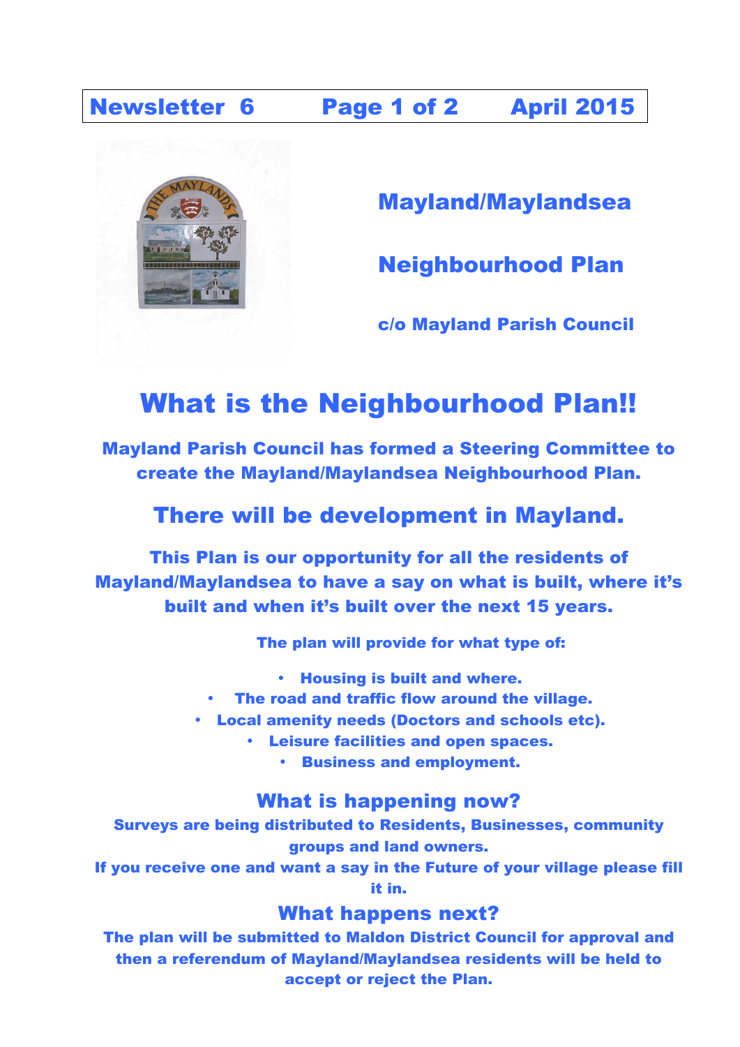**Newsletter 6 April 2015**

# Mayland/Maylandsea

# Neighbourhood Plan

**c/o Mayland Parish Council**

## What is the Neighbourhood Plan!!

**Mayland Parish Council has formed a Steering Committee to create the Mayland/Maylandsea Neighbourhood Plan.**

## There will be development in Mayland.

**This Plan is our opportunity for all the residents of Mayland/Maylandsea to have a say on what is built, where it's built and when it's built over the next 15 years.**

**The plan will provide for what type of:**

- **Housing is built and where.**
- **The road and traffic flow around the village.**
- **Local amenity needs (Doctors and schools etc).**
- **Leisure facilities and open spaces.**
- **Business and employment.**

### What is happening now?

**Surveys are being distributed to Residents, Businesses, community groups and land owners.**

**If you receive one and want a say in the Future of your village please fill it in.**

### What happens next?

**The plan will be submitted to Maldon District Council for approval and then a referendum of Mayland/Maylandsea residents will be held to accept or reject the Plan.**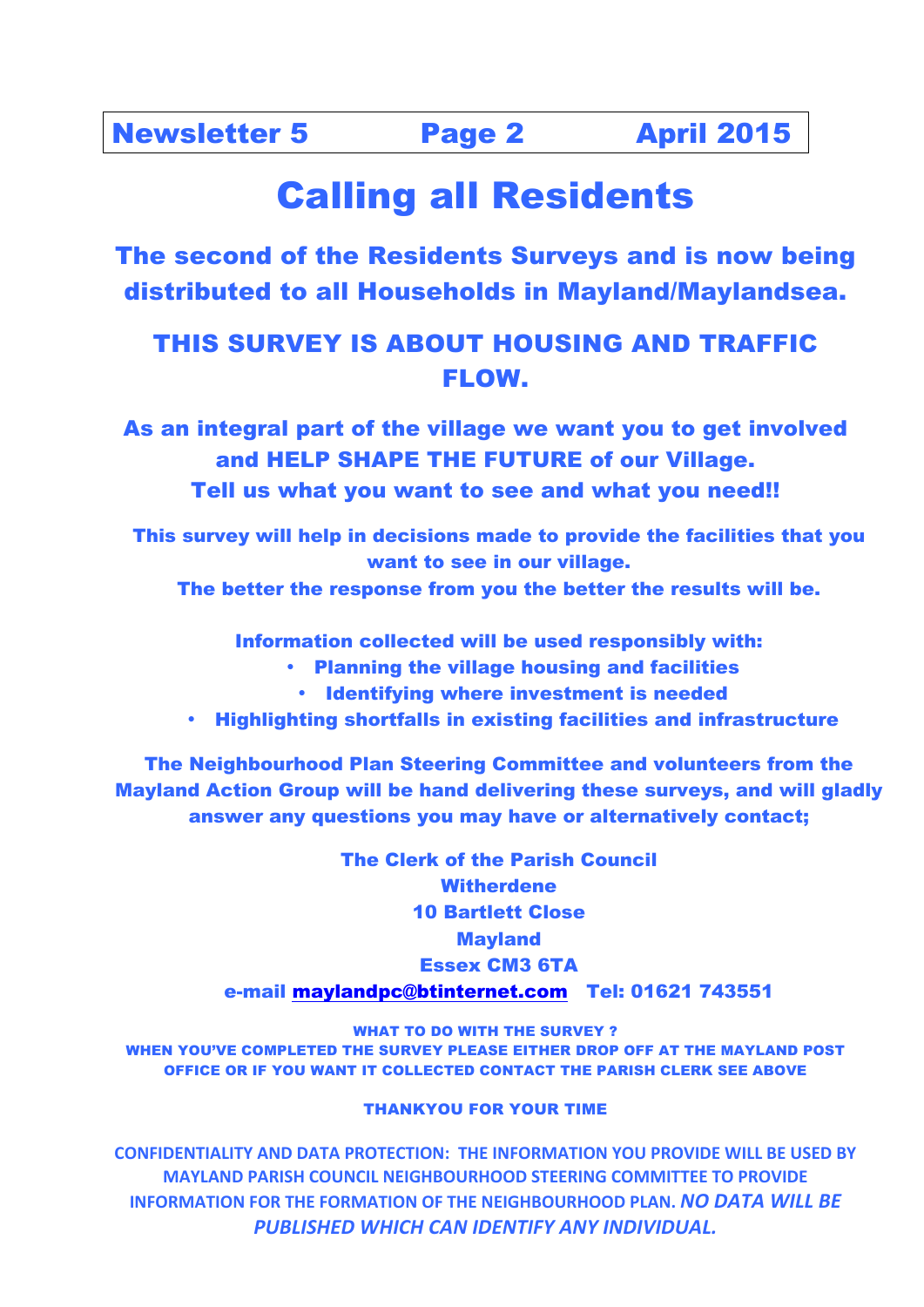**Newsletter 5 Page 2 April 2015**

# Calling all Residents

## The second of the Residents Surveys and is now being distributed to all Households in Mayland/Maylandsea.

## THIS SURVEY IS ABOUT HOUSING AND TRAFFIC FLOW.

**As an integral part of the village we want you to get involved and HELP SHAPE THE FUTURE of our Village.**
**Tell us what you want to see and what you need!!**

**This survey will help in decisions made to provide the facilities that you want to see in our village.**
**The better the response from you the better the results will be.**

**Information collected will be used responsibly with:**

- **Planning the village housing and facilities**
- **Identifying where investment is needed**
- **Highlighting shortfalls in existing facilities and infrastructure**

**The Neighbourhood Plan Steering Committee and volunteers from the Mayland Action Group will be hand delivering these surveys, and will gladly answer any questions you may have or alternatively contact;**

**The Clerk of the Parish Council**
**Witherdene**
**10 Bartlett Close**
**Mayland**
**Essex CM3 6TA**
**e-mail maylandpc@btinternet.com Tel: 01621 743551**

**WHAT TO DO WITH THE SURVEY ?**
**WHEN YOU'VE COMPLETED THE SURVEY PLEASE EITHER DROP OFF AT THE MAYLAND POST OFFICE OR IF YOU WANT IT COLLECTED CONTACT THE PARISH CLERK SEE ABOVE**

**THANKYOU FOR YOUR TIME**

**CONFIDENTIALITY AND DATA PROTECTION: THE INFORMATION YOU PROVIDE WILL BE USED BY MAYLAND PARISH COUNCIL NEIGHBOURHOOD STEERING COMMITTEE TO PROVIDE INFORMATION FOR THE FORMATION OF THE NEIGHBOURHOOD PLAN.** ***NO DATA WILL BE PUBLISHED WHICH CAN IDENTIFY ANY INDIVIDUAL.***